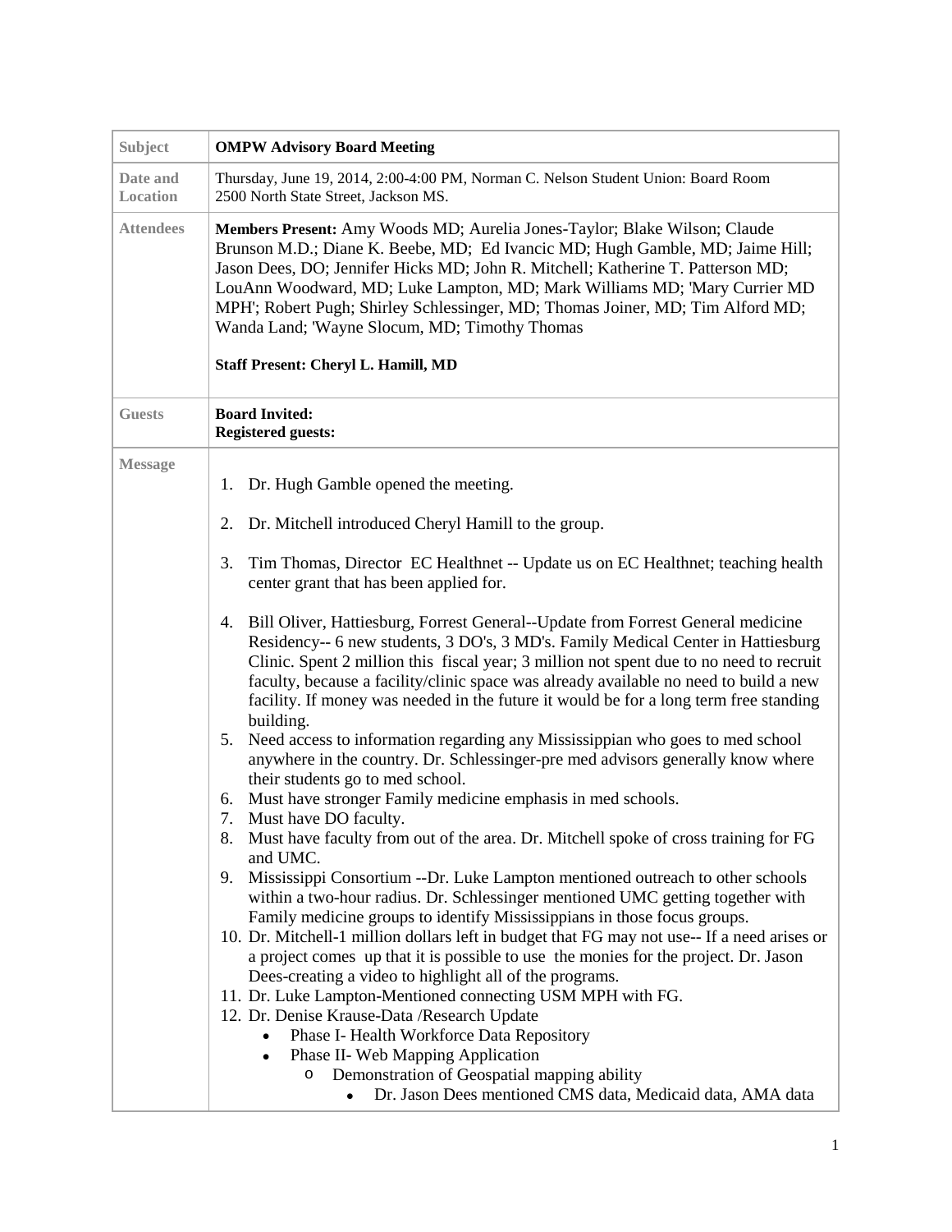| Subject | OMPW Advisory Board Meeting |
|---|---|
| Date and Location | Thursday, June 19, 2014, 2:00-4:00 PM, Norman C. Nelson Student Union: Board Room<br>2500 North State Street, Jackson MS. |
| Attendees | **Members Present:** Amy Woods MD; Aurelia Jones-Taylor; Blake Wilson; Claude Brunson M.D.; Diane K. Beebe, MD; Ed Ivancic MD; Hugh Gamble, MD; Jaime Hill; Jason Dees, DO; Jennifer Hicks MD; John R. Mitchell; Katherine T. Patterson MD; LouAnn Woodward, MD; Luke Lampton, MD; Mark Williams MD; 'Mary Currier MD MPH'; Robert Pugh; Shirley Schlessinger, MD; Thomas Joiner, MD; Tim Alford MD; Wanda Land; 'Wayne Slocum, MD; Timothy Thomas<br><br>**Staff Present: Cheryl L. Hamill, MD** |
| Guests | **Board Invited:**<br>**Registered guests:** |
| Message | 1. Dr. Hugh Gamble opened the meeting.<br>2. Dr. Mitchell introduced Cheryl Hamill to the group.<br>3. Tim Thomas, Director EC Healthnet -- Update us on EC Healthnet; teaching health center grant that has been applied for.<br>4. Bill Oliver, Hattiesburg, Forrest General--Update from Forrest General medicine Residency-- 6 new students, 3 DO's, 3 MD's. Family Medical Center in Hattiesburg Clinic. Spent 2 million this fiscal year; 3 million not spent due to no need to recruit faculty, because a facility/clinic space was already available no need to build a new facility. If money was needed in the future it would be for a long term free standing building.<br>5. Need access to information regarding any Mississippian who goes to med school anywhere in the country. Dr. Schlessinger-pre med advisors generally know where their students go to med school.<br>6. Must have stronger Family medicine emphasis in med schools.<br>7. Must have DO faculty.<br>8. Must have faculty from out of the area. Dr. Mitchell spoke of cross training for FG and UMC.<br>9. Mississippi Consortium --Dr. Luke Lampton mentioned outreach to other schools within a two-hour radius. Dr. Schlessinger mentioned UMC getting together with Family medicine groups to identify Mississippians in those focus groups.<br>10. Dr. Mitchell-1 million dollars left in budget that FG may not use-- If a need arises or a project comes up that it is possible to use the monies for the project. Dr. Jason Dees-creating a video to highlight all of the programs.<br>11. Dr. Luke Lampton-Mentioned connecting USM MPH with FG.<br>12. Dr. Denise Krause-Data /Research Update<br>• Phase I- Health Workforce Data Repository<br>• Phase II- Web Mapping Application<br>o Demonstration of Geospatial mapping ability<br>• Dr. Jason Dees mentioned CMS data, Medicaid data, AMA data |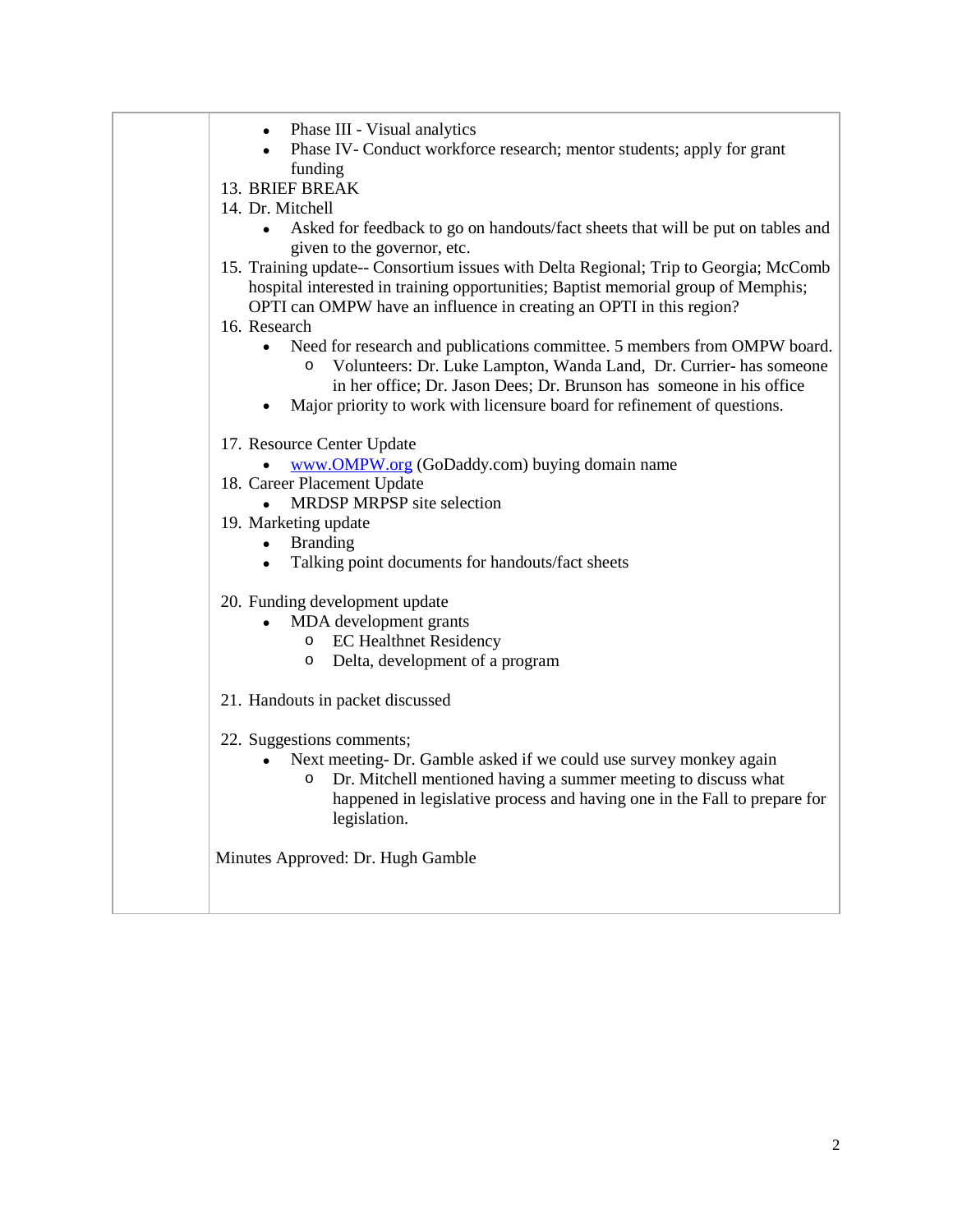- Phase III - Visual analytics
- Phase IV- Conduct workforce research; mentor students; apply for grant funding

13. BRIEF BREAK
14. Dr. Mitchell
    - Asked for feedback to go on handouts/fact sheets that will be put on tables and given to the governor, etc.
15. Training update-- Consortium issues with Delta Regional; Trip to Georgia; McComb hospital interested in training opportunities; Baptist memorial group of Memphis; OPTI can OMPW have an influence in creating an OPTI in this region?
16. Research
    - Need for research and publications committee. 5 members from OMPW board.
        - Volunteers: Dr. Luke Lampton, Wanda Land, Dr. Currier- has someone in her office; Dr. Jason Dees; Dr. Brunson has someone in his office
    - Major priority to work with licensure board for refinement of questions.
17. Resource Center Update
    - www.OMPW.org (GoDaddy.com) buying domain name
18. Career Placement Update
    - MRDSP MRPSP site selection
19. Marketing update
    - Branding
    - Talking point documents for handouts/fact sheets
20. Funding development update
    - MDA development grants
        - EC Healthnet Residency
        - Delta, development of a program
21. Handouts in packet discussed
22. Suggestions comments;
    - Next meeting- Dr. Gamble asked if we could use survey monkey again
        - Dr. Mitchell mentioned having a summer meeting to discuss what happened in legislative process and having one in the Fall to prepare for legislation.

Minutes Approved: Dr. Hugh Gamble